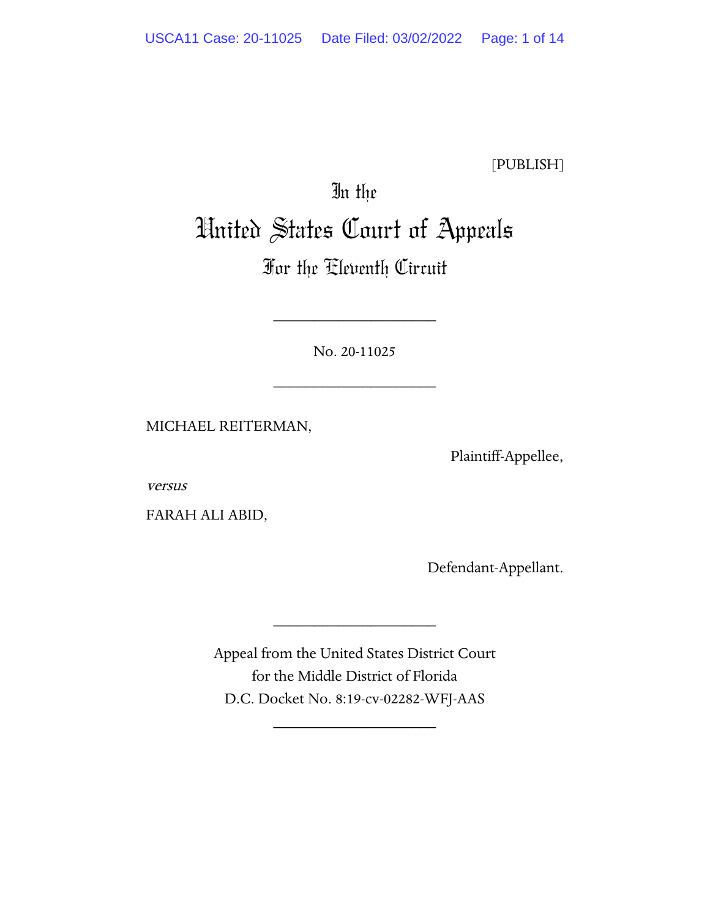[PUBLISH]

# In the
# United States Court of Appeals
## For the Eleventh Circuit

____________________

No. 20-11025

____________________

MICHAEL REITERMAN,

Plaintiff-Appellee,

*versus*

FARAH ALI ABID,

Defendant-Appellant.

____________________

Appeal from the United States District Court
for the Middle District of Florida
D.C. Docket No. 8:19-cv-02282-WFJ-AAS

____________________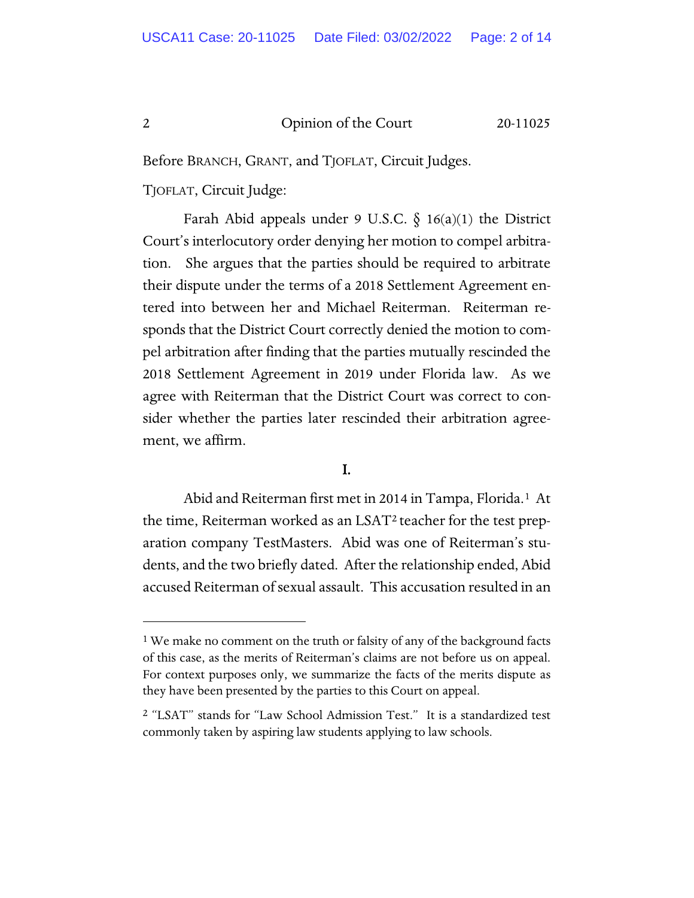Before BRANCH, GRANT, and TJOFLAT, Circuit Judges.

TJOFLAT, Circuit Judge:

Farah Abid appeals under 9 U.S.C. § 16(a)(1) the District Court's interlocutory order denying her motion to compel arbitration. She argues that the parties should be required to arbitrate their dispute under the terms of a 2018 Settlement Agreement entered into between her and Michael Reiterman. Reiterman responds that the District Court correctly denied the motion to compel arbitration after finding that the parties mutually rescinded the 2018 Settlement Agreement in 2019 under Florida law. As we agree with Reiterman that the District Court was correct to consider whether the parties later rescinded their arbitration agreement, we affirm.

## I.

Abid and Reiterman first met in 2014 in Tampa, Florida.[1] At the time, Reiterman worked as an LSAT[2] teacher for the test preparation company TestMasters. Abid was one of Reiterman's students, and the two briefly dated. After the relationship ended, Abid accused Reiterman of sexual assault. This accusation resulted in an

---

[1] We make no comment on the truth or falsity of any of the background facts of this case, as the merits of Reiterman's claims are not before us on appeal. For context purposes only, we summarize the facts of the merits dispute as they have been presented by the parties to this Court on appeal.

[2] "LSAT" stands for "Law School Admission Test." It is a standardized test commonly taken by aspiring law students applying to law schools.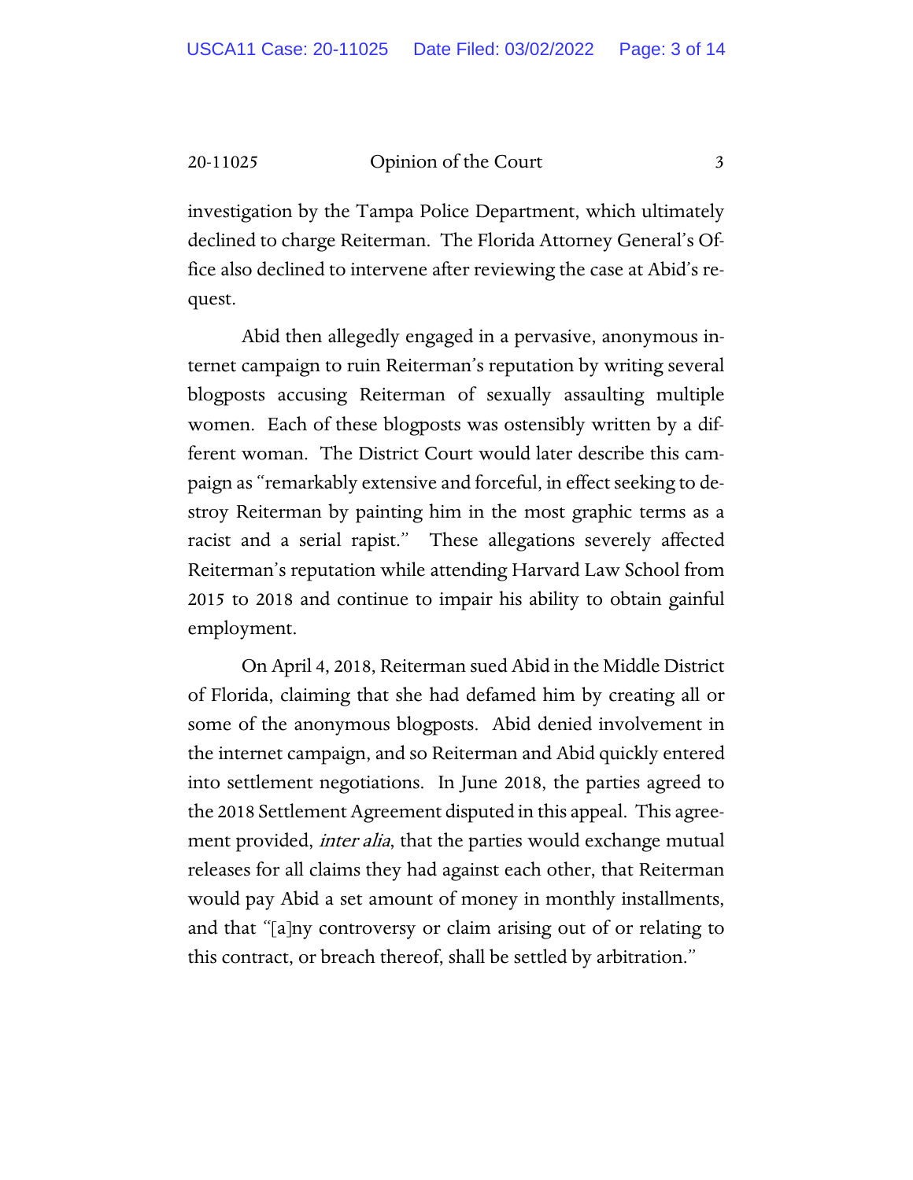investigation by the Tampa Police Department, which ultimately declined to charge Reiterman. The Florida Attorney General's Office also declined to intervene after reviewing the case at Abid's request.

Abid then allegedly engaged in a pervasive, anonymous internet campaign to ruin Reiterman's reputation by writing several blogposts accusing Reiterman of sexually assaulting multiple women. Each of these blogposts was ostensibly written by a different woman. The District Court would later describe this campaign as "remarkably extensive and forceful, in effect seeking to destroy Reiterman by painting him in the most graphic terms as a racist and a serial rapist." These allegations severely affected Reiterman's reputation while attending Harvard Law School from 2015 to 2018 and continue to impair his ability to obtain gainful employment.

On April 4, 2018, Reiterman sued Abid in the Middle District of Florida, claiming that she had defamed him by creating all or some of the anonymous blogposts. Abid denied involvement in the internet campaign, and so Reiterman and Abid quickly entered into settlement negotiations. In June 2018, the parties agreed to the 2018 Settlement Agreement disputed in this appeal. This agreement provided, *inter alia*, that the parties would exchange mutual releases for all claims they had against each other, that Reiterman would pay Abid a set amount of money in monthly installments, and that "[a]ny controversy or claim arising out of or relating to this contract, or breach thereof, shall be settled by arbitration."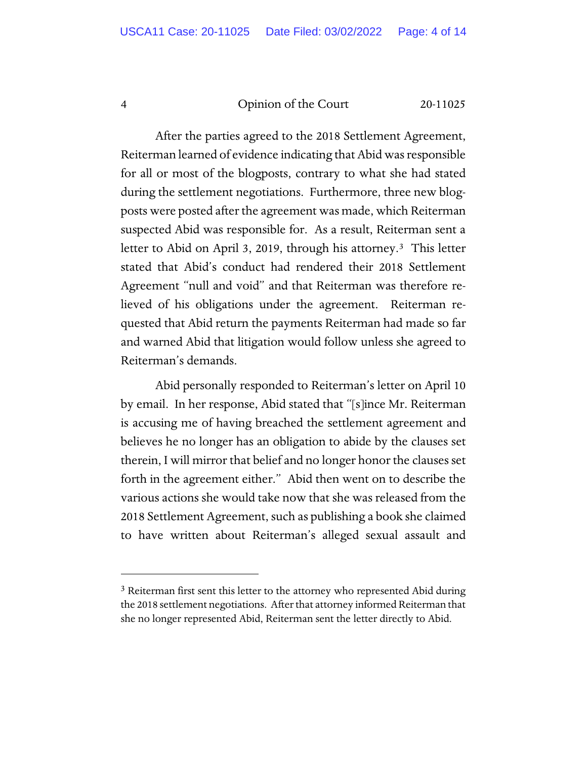After the parties agreed to the 2018 Settlement Agreement, Reiterman learned of evidence indicating that Abid was responsible for all or most of the blogposts, contrary to what she had stated during the settlement negotiations. Furthermore, three new blogposts were posted after the agreement was made, which Reiterman suspected Abid was responsible for. As a result, Reiterman sent a letter to Abid on April 3, 2019, through his attorney.[3] This letter stated that Abid's conduct had rendered their 2018 Settlement Agreement "null and void" and that Reiterman was therefore relieved of his obligations under the agreement. Reiterman requested that Abid return the payments Reiterman had made so far and warned Abid that litigation would follow unless she agreed to Reiterman's demands.

Abid personally responded to Reiterman's letter on April 10 by email. In her response, Abid stated that "[s]ince Mr. Reiterman is accusing me of having breached the settlement agreement and believes he no longer has an obligation to abide by the clauses set therein, I will mirror that belief and no longer honor the clauses set forth in the agreement either." Abid then went on to describe the various actions she would take now that she was released from the 2018 Settlement Agreement, such as publishing a book she claimed to have written about Reiterman's alleged sexual assault and

[3] Reiterman first sent this letter to the attorney who represented Abid during the 2018 settlement negotiations. After that attorney informed Reiterman that she no longer represented Abid, Reiterman sent the letter directly to Abid.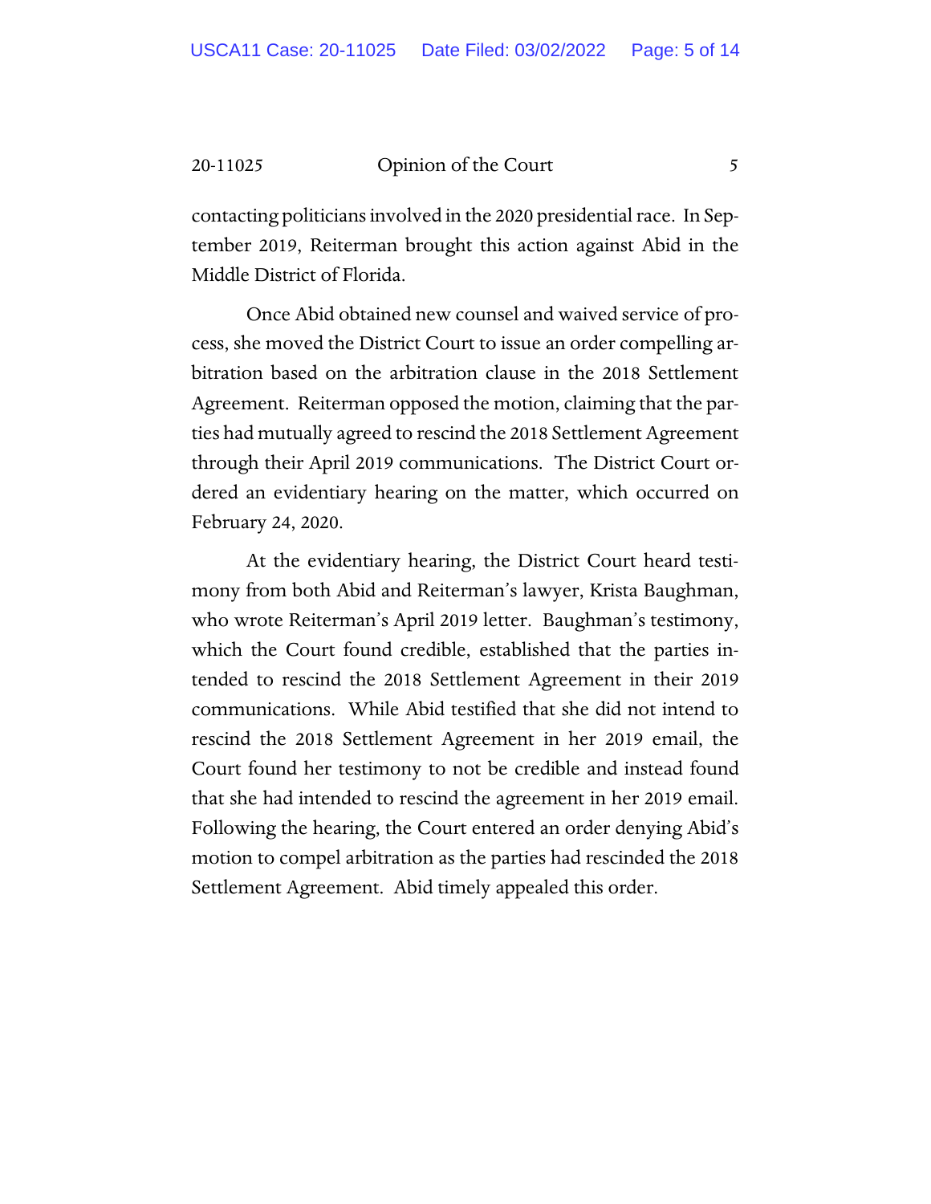contacting politicians involved in the 2020 presidential race. In September 2019, Reiterman brought this action against Abid in the Middle District of Florida.

Once Abid obtained new counsel and waived service of process, she moved the District Court to issue an order compelling arbitration based on the arbitration clause in the 2018 Settlement Agreement. Reiterman opposed the motion, claiming that the parties had mutually agreed to rescind the 2018 Settlement Agreement through their April 2019 communications. The District Court ordered an evidentiary hearing on the matter, which occurred on February 24, 2020.

At the evidentiary hearing, the District Court heard testimony from both Abid and Reiterman's lawyer, Krista Baughman, who wrote Reiterman's April 2019 letter. Baughman's testimony, which the Court found credible, established that the parties intended to rescind the 2018 Settlement Agreement in their 2019 communications. While Abid testified that she did not intend to rescind the 2018 Settlement Agreement in her 2019 email, the Court found her testimony to not be credible and instead found that she had intended to rescind the agreement in her 2019 email. Following the hearing, the Court entered an order denying Abid's motion to compel arbitration as the parties had rescinded the 2018 Settlement Agreement. Abid timely appealed this order.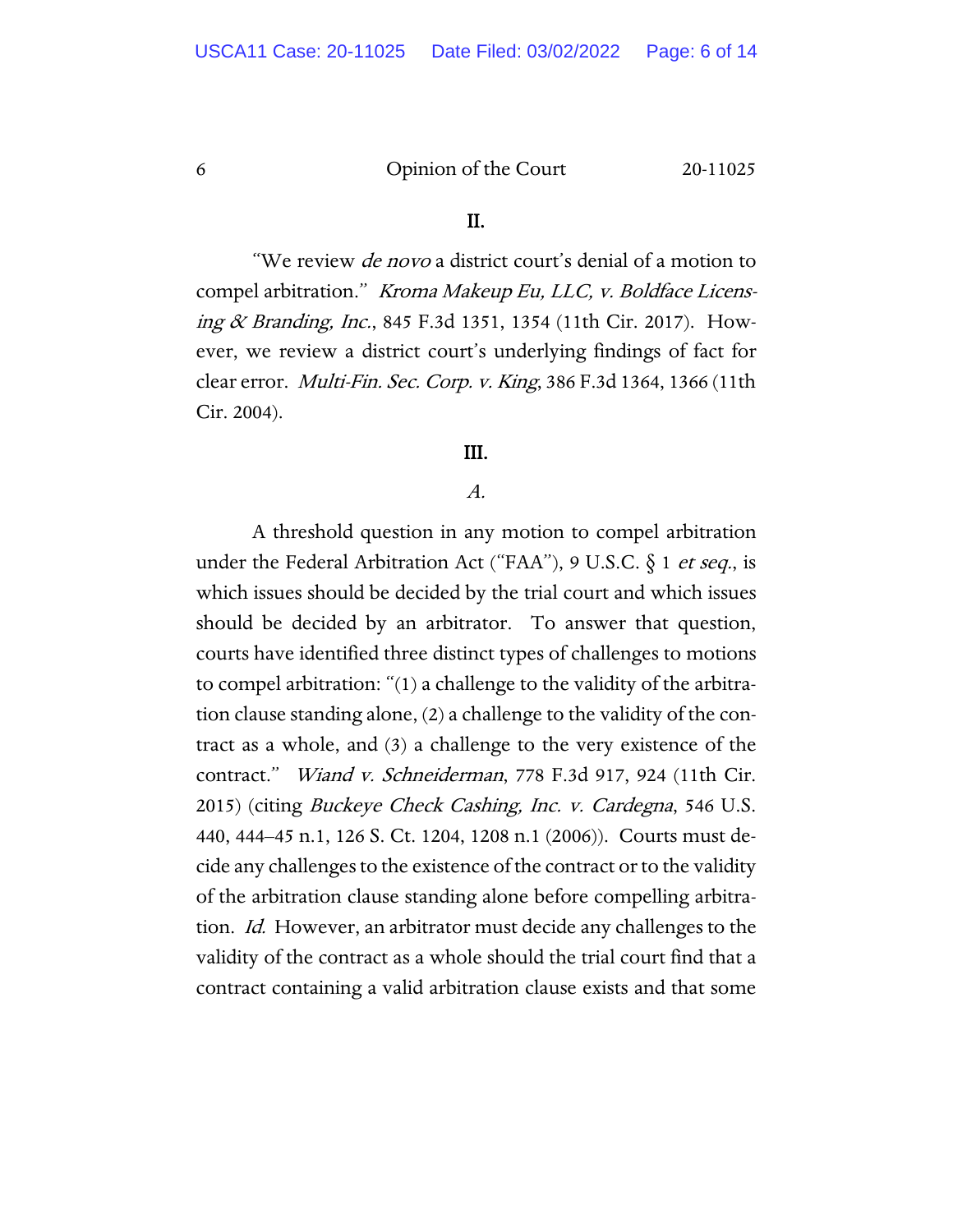## II.

"We review *de novo* a district court's denial of a motion to compel arbitration." *Kroma Makeup Eu, LLC, v. Boldface Licensing & Branding, Inc.*, 845 F.3d 1351, 1354 (11th Cir. 2017). However, we review a district court's underlying findings of fact for clear error. *Multi-Fin. Sec. Corp. v. King*, 386 F.3d 1364, 1366 (11th Cir. 2004).

## III.

### *A.*

A threshold question in any motion to compel arbitration under the Federal Arbitration Act ("FAA"), 9 U.S.C. § 1 *et seq.*, is which issues should be decided by the trial court and which issues should be decided by an arbitrator. To answer that question, courts have identified three distinct types of challenges to motions to compel arbitration: "(1) a challenge to the validity of the arbitration clause standing alone, (2) a challenge to the validity of the contract as a whole, and (3) a challenge to the very existence of the contract." *Wiand v. Schneiderman*, 778 F.3d 917, 924 (11th Cir. 2015) (citing *Buckeye Check Cashing, Inc. v. Cardegna*, 546 U.S. 440, 444–45 n.1, 126 S. Ct. 1204, 1208 n.1 (2006)). Courts must decide any challenges to the existence of the contract or to the validity of the arbitration clause standing alone before compelling arbitration. *Id.* However, an arbitrator must decide any challenges to the validity of the contract as a whole should the trial court find that a contract containing a valid arbitration clause exists and that some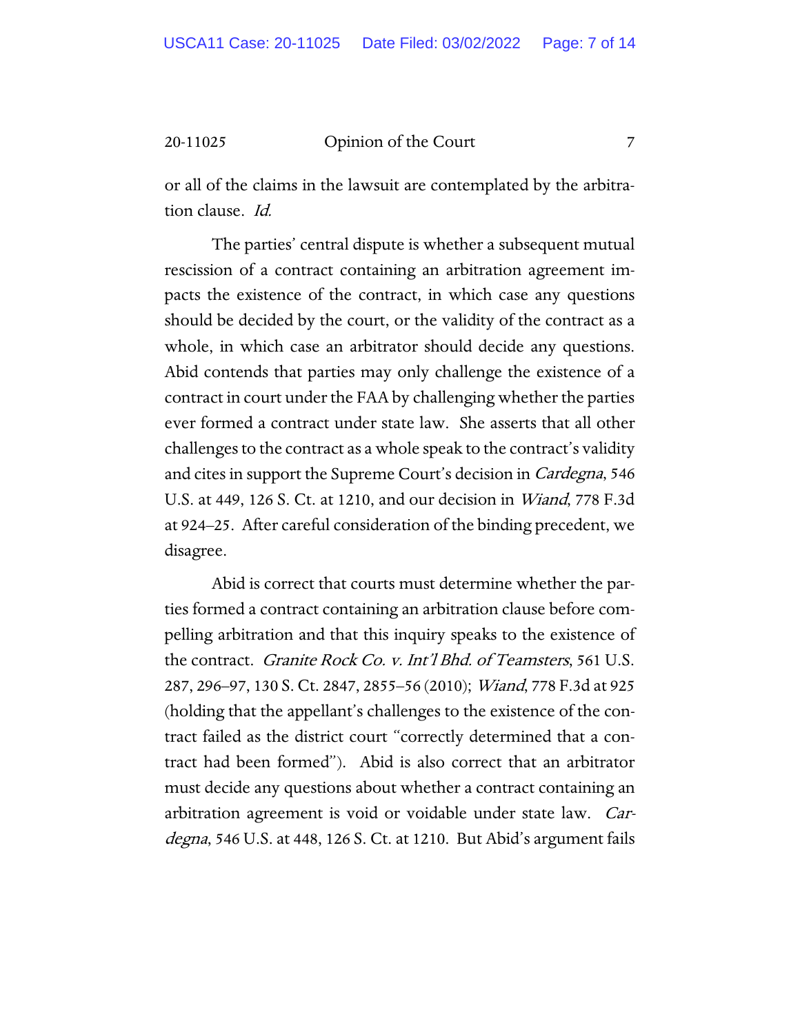or all of the claims in the lawsuit are contemplated by the arbitration clause. *Id.*

The parties' central dispute is whether a subsequent mutual rescission of a contract containing an arbitration agreement impacts the existence of the contract, in which case any questions should be decided by the court, or the validity of the contract as a whole, in which case an arbitrator should decide any questions. Abid contends that parties may only challenge the existence of a contract in court under the FAA by challenging whether the parties ever formed a contract under state law. She asserts that all other challenges to the contract as a whole speak to the contract's validity and cites in support the Supreme Court's decision in *Cardegna*, 546 U.S. at 449, 126 S. Ct. at 1210, and our decision in *Wiand*, 778 F.3d at 924–25. After careful consideration of the binding precedent, we disagree.

Abid is correct that courts must determine whether the parties formed a contract containing an arbitration clause before compelling arbitration and that this inquiry speaks to the existence of the contract. *Granite Rock Co. v. Int'l Bhd. of Teamsters*, 561 U.S. 287, 296–97, 130 S. Ct. 2847, 2855–56 (2010); *Wiand*, 778 F.3d at 925 (holding that the appellant's challenges to the existence of the contract failed as the district court "correctly determined that a contract had been formed"). Abid is also correct that an arbitrator must decide any questions about whether a contract containing an arbitration agreement is void or voidable under state law. *Cardegna*, 546 U.S. at 448, 126 S. Ct. at 1210. But Abid's argument fails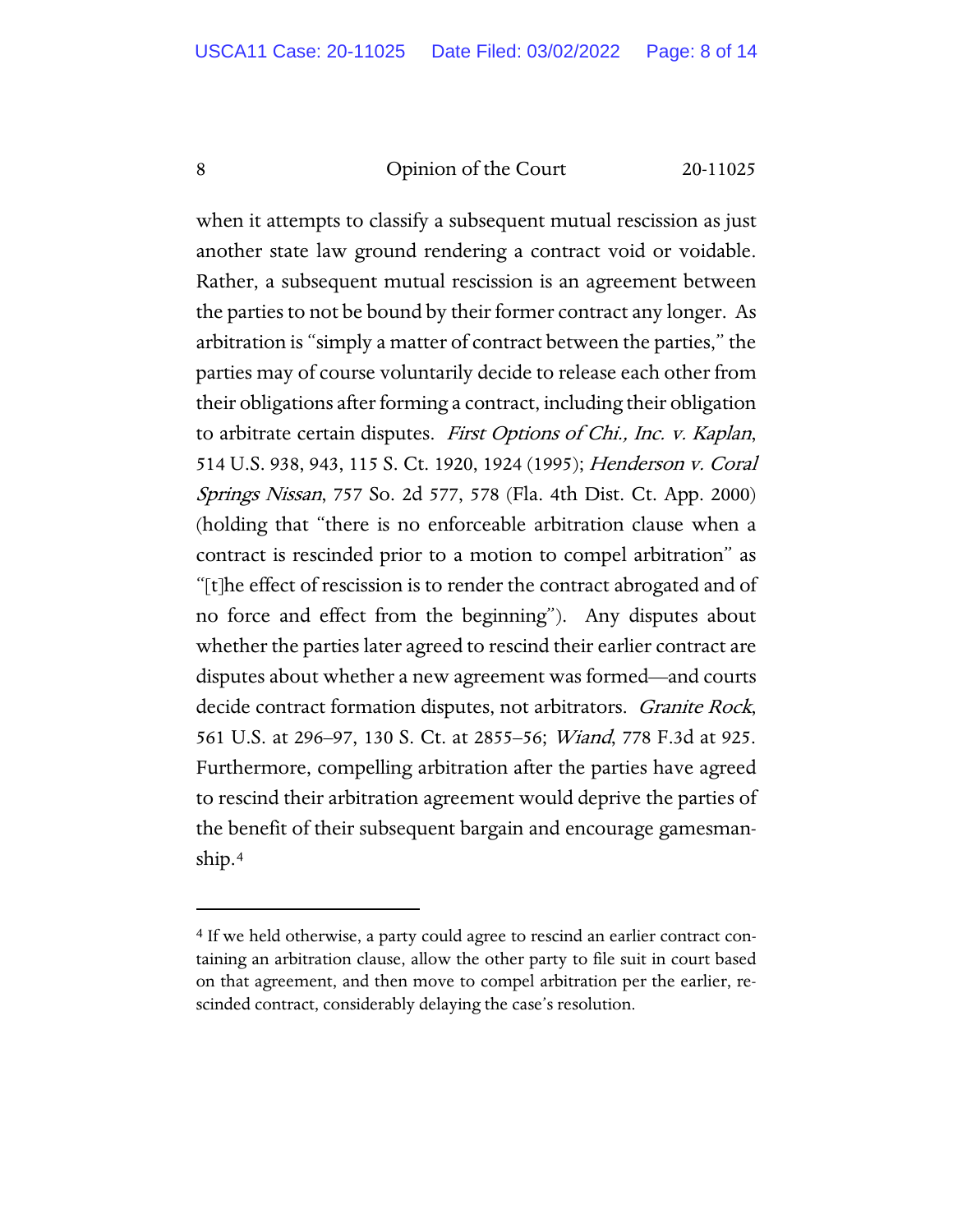when it attempts to classify a subsequent mutual rescission as just another state law ground rendering a contract void or voidable. Rather, a subsequent mutual rescission is an agreement between the parties to not be bound by their former contract any longer. As arbitration is "simply a matter of contract between the parties," the parties may of course voluntarily decide to release each other from their obligations after forming a contract, including their obligation to arbitrate certain disputes. *First Options of Chi., Inc. v. Kaplan*, 514 U.S. 938, 943, 115 S. Ct. 1920, 1924 (1995); *Henderson v. Coral Springs Nissan*, 757 So. 2d 577, 578 (Fla. 4th Dist. Ct. App. 2000) (holding that "there is no enforceable arbitration clause when a contract is rescinded prior to a motion to compel arbitration" as "[t]he effect of rescission is to render the contract abrogated and of no force and effect from the beginning"). Any disputes about whether the parties later agreed to rescind their earlier contract are disputes about whether a new agreement was formed—and courts decide contract formation disputes, not arbitrators. *Granite Rock*, 561 U.S. at 296–97, 130 S. Ct. at 2855–56; *Wiand*, 778 F.3d at 925. Furthermore, compelling arbitration after the parties have agreed to rescind their arbitration agreement would deprive the parties of the benefit of their subsequent bargain and encourage gamesmanship.[4]

---

[4] If we held otherwise, a party could agree to rescind an earlier contract containing an arbitration clause, allow the other party to file suit in court based on that agreement, and then move to compel arbitration per the earlier, rescinded contract, considerably delaying the case's resolution.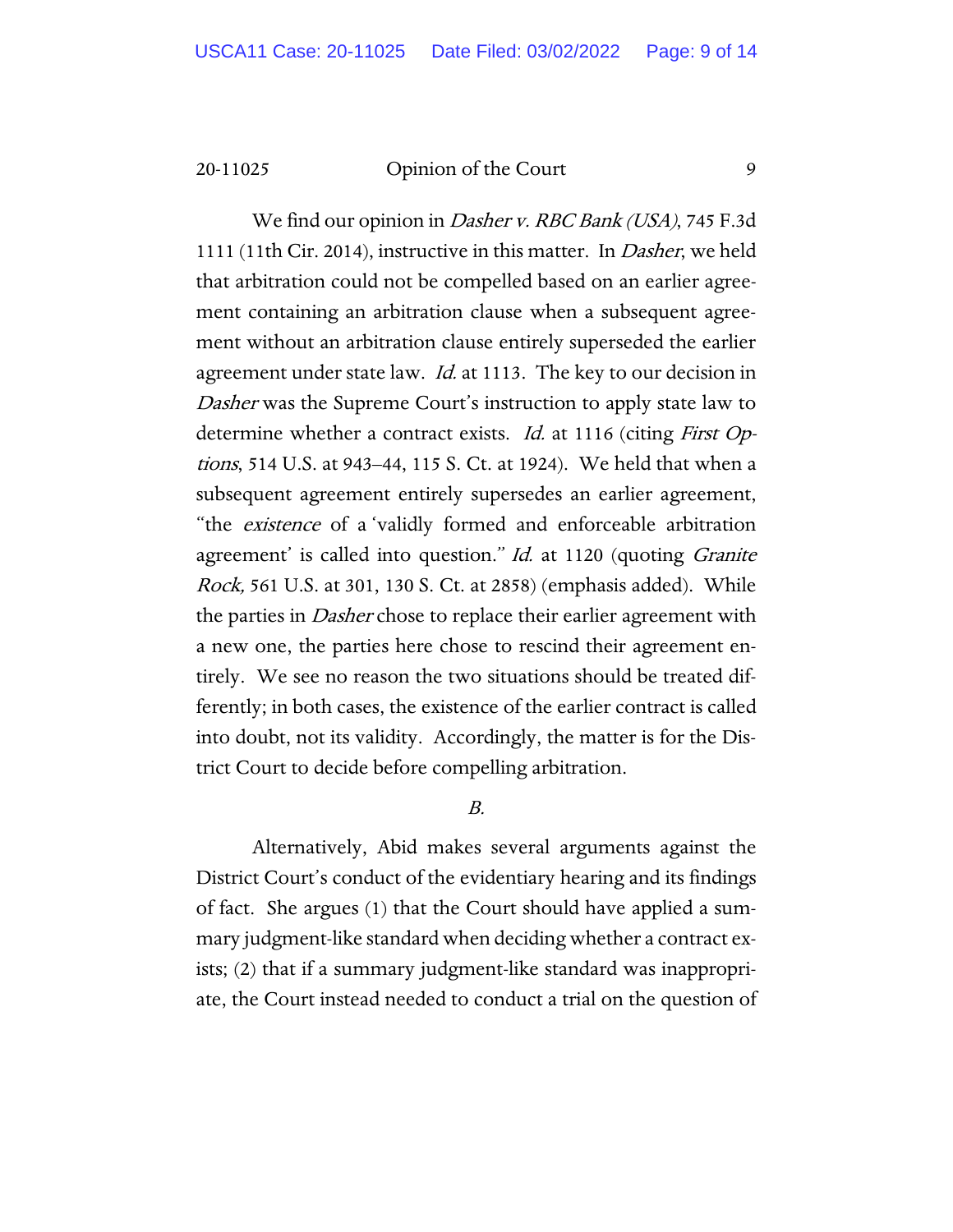We find our opinion in *Dasher v. RBC Bank (USA)*, 745 F.3d 1111 (11th Cir. 2014), instructive in this matter. In *Dasher*, we held that arbitration could not be compelled based on an earlier agreement containing an arbitration clause when a subsequent agreement without an arbitration clause entirely superseded the earlier agreement under state law. *Id.* at 1113. The key to our decision in *Dasher* was the Supreme Court's instruction to apply state law to determine whether a contract exists. *Id.* at 1116 (citing *First Options*, 514 U.S. at 943–44, 115 S. Ct. at 1924). We held that when a subsequent agreement entirely supersedes an earlier agreement, "the *existence* of a 'validly formed and enforceable arbitration agreement' is called into question." *Id.* at 1120 (quoting *Granite Rock,* 561 U.S. at 301, 130 S. Ct. at 2858) (emphasis added). While the parties in *Dasher* chose to replace their earlier agreement with a new one, the parties here chose to rescind their agreement entirely. We see no reason the two situations should be treated differently; in both cases, the existence of the earlier contract is called into doubt, not its validity. Accordingly, the matter is for the District Court to decide before compelling arbitration.

*B.*

Alternatively, Abid makes several arguments against the District Court's conduct of the evidentiary hearing and its findings of fact. She argues (1) that the Court should have applied a summary judgment-like standard when deciding whether a contract exists; (2) that if a summary judgment-like standard was inappropriate, the Court instead needed to conduct a trial on the question of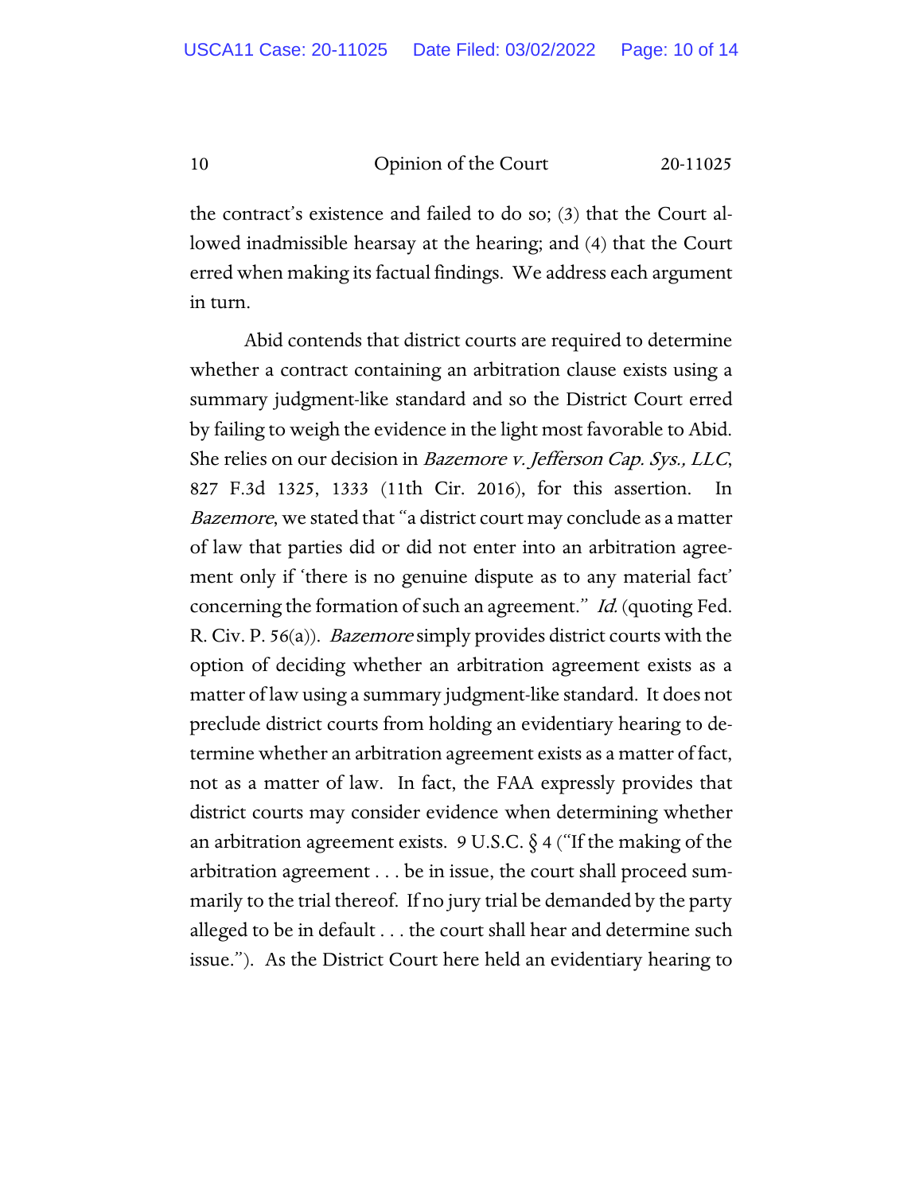the contract's existence and failed to do so; (3) that the Court allowed inadmissible hearsay at the hearing; and (4) that the Court erred when making its factual findings. We address each argument in turn.

Abid contends that district courts are required to determine whether a contract containing an arbitration clause exists using a summary judgment-like standard and so the District Court erred by failing to weigh the evidence in the light most favorable to Abid. She relies on our decision in *Bazemore v. Jefferson Cap. Sys., LLC*, 827 F.3d 1325, 1333 (11th Cir. 2016), for this assertion. In *Bazemore*, we stated that "a district court may conclude as a matter of law that parties did or did not enter into an arbitration agreement only if 'there is no genuine dispute as to any material fact' concerning the formation of such an agreement." *Id.* (quoting Fed. R. Civ. P. 56(a)). *Bazemore* simply provides district courts with the option of deciding whether an arbitration agreement exists as a matter of law using a summary judgment-like standard. It does not preclude district courts from holding an evidentiary hearing to determine whether an arbitration agreement exists as a matter of fact, not as a matter of law. In fact, the FAA expressly provides that district courts may consider evidence when determining whether an arbitration agreement exists. 9 U.S.C. § 4 ("If the making of the arbitration agreement . . . be in issue, the court shall proceed summarily to the trial thereof. If no jury trial be demanded by the party alleged to be in default . . . the court shall hear and determine such issue."). As the District Court here held an evidentiary hearing to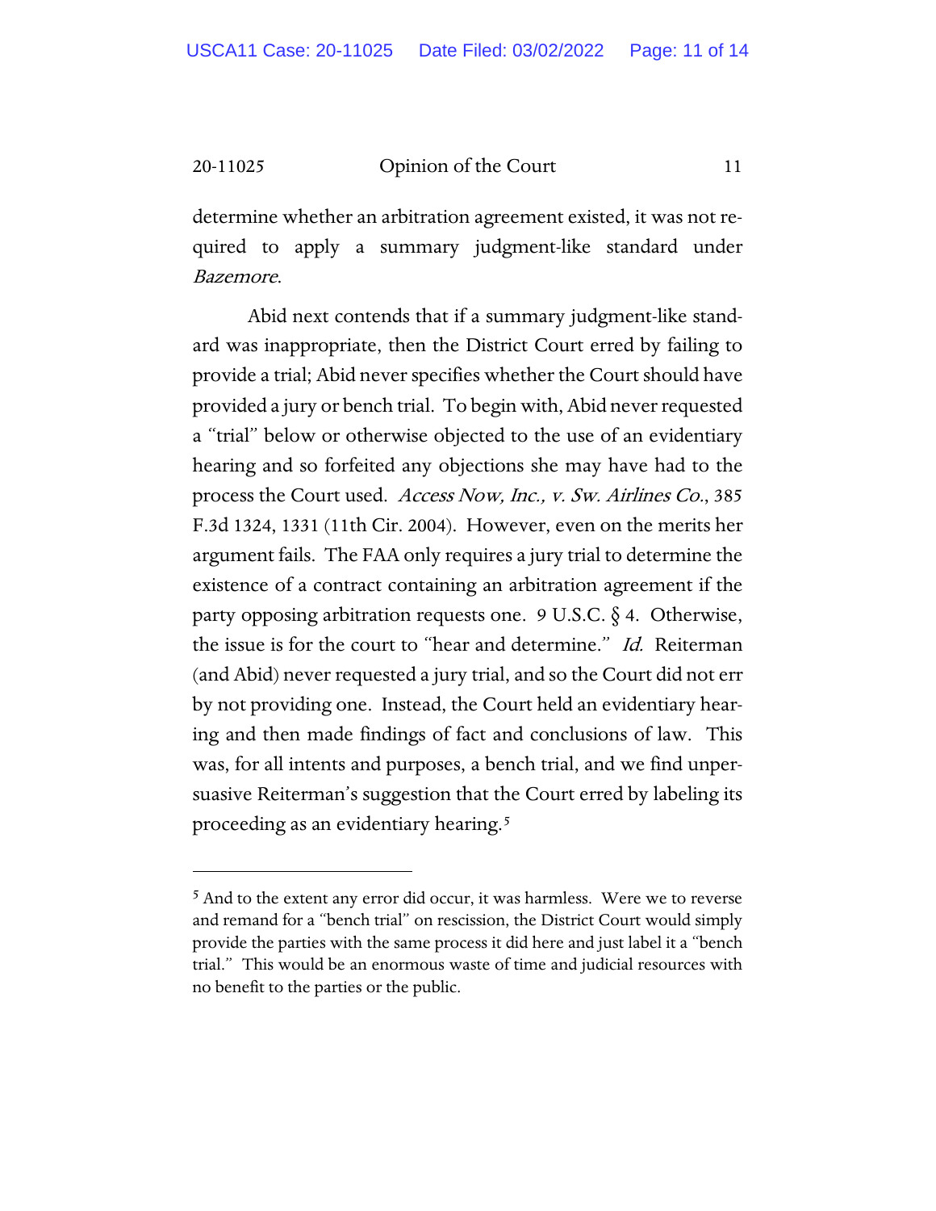determine whether an arbitration agreement existed, it was not required to apply a summary judgment-like standard under *Bazemore*.

Abid next contends that if a summary judgment-like standard was inappropriate, then the District Court erred by failing to provide a trial; Abid never specifies whether the Court should have provided a jury or bench trial. To begin with, Abid never requested a "trial" below or otherwise objected to the use of an evidentiary hearing and so forfeited any objections she may have had to the process the Court used. *Access Now, Inc., v. Sw. Airlines Co.*, 385 F.3d 1324, 1331 (11th Cir. 2004). However, even on the merits her argument fails. The FAA only requires a jury trial to determine the existence of a contract containing an arbitration agreement if the party opposing arbitration requests one. 9 U.S.C. § 4. Otherwise, the issue is for the court to "hear and determine." *Id.* Reiterman (and Abid) never requested a jury trial, and so the Court did not err by not providing one. Instead, the Court held an evidentiary hearing and then made findings of fact and conclusions of law. This was, for all intents and purposes, a bench trial, and we find unpersuasive Reiterman's suggestion that the Court erred by labeling its proceeding as an evidentiary hearing.[5]

---

[5] And to the extent any error did occur, it was harmless. Were we to reverse and remand for a "bench trial" on rescission, the District Court would simply provide the parties with the same process it did here and just label it a "bench trial." This would be an enormous waste of time and judicial resources with no benefit to the parties or the public.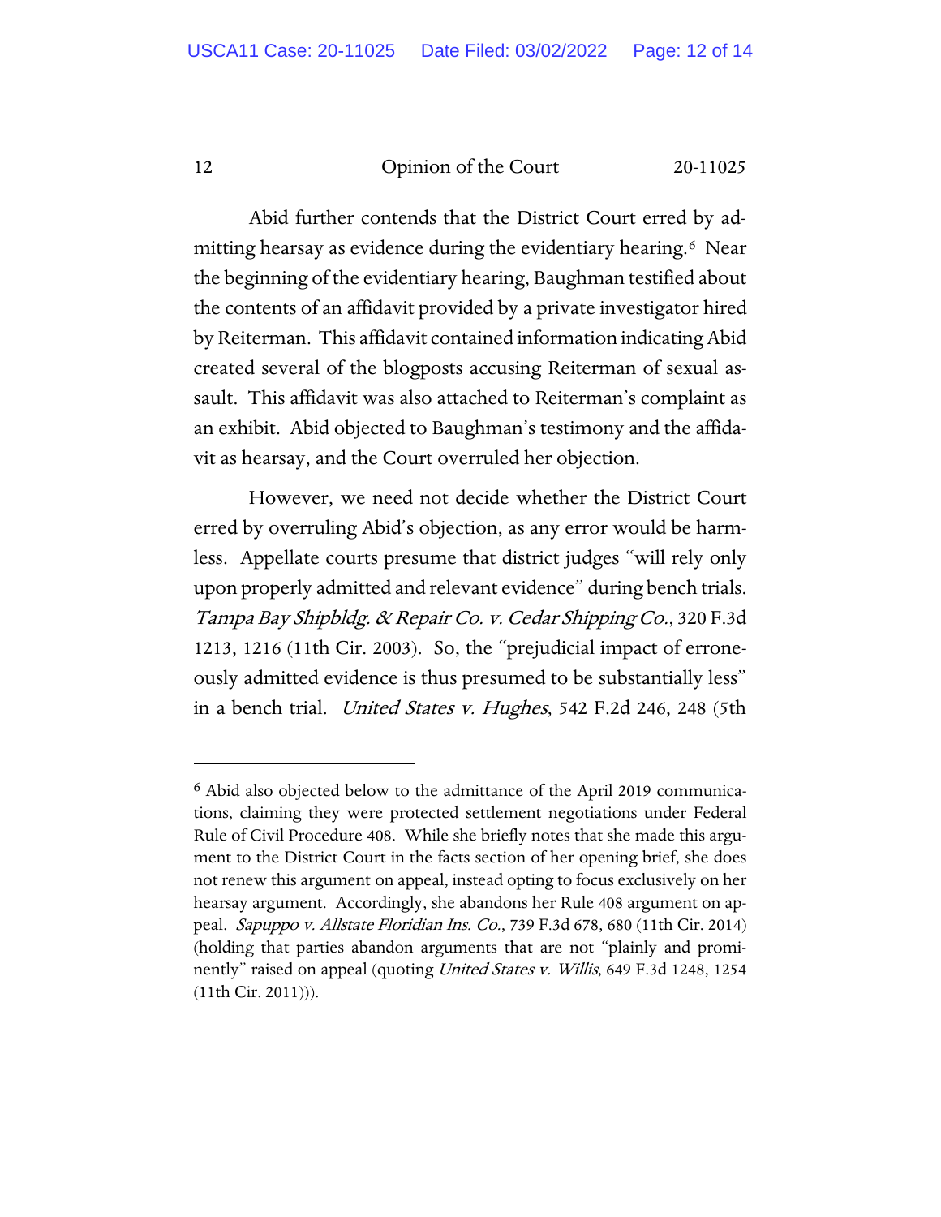Abid further contends that the District Court erred by admitting hearsay as evidence during the evidentiary hearing.[6] Near the beginning of the evidentiary hearing, Baughman testified about the contents of an affidavit provided by a private investigator hired by Reiterman. This affidavit contained information indicating Abid created several of the blogposts accusing Reiterman of sexual assault. This affidavit was also attached to Reiterman's complaint as an exhibit. Abid objected to Baughman's testimony and the affidavit as hearsay, and the Court overruled her objection.

However, we need not decide whether the District Court erred by overruling Abid's objection, as any error would be harmless. Appellate courts presume that district judges "will rely only upon properly admitted and relevant evidence" during bench trials. *Tampa Bay Shipbldg. & Repair Co. v. Cedar Shipping Co.*, 320 F.3d 1213, 1216 (11th Cir. 2003). So, the "prejudicial impact of erroneously admitted evidence is thus presumed to be substantially less" in a bench trial. *United States v. Hughes*, 542 F.2d 246, 248 (5th

---

[6] Abid also objected below to the admittance of the April 2019 communications, claiming they were protected settlement negotiations under Federal Rule of Civil Procedure 408. While she briefly notes that she made this argument to the District Court in the facts section of her opening brief, she does not renew this argument on appeal, instead opting to focus exclusively on her hearsay argument. Accordingly, she abandons her Rule 408 argument on appeal. *Sapuppo v. Allstate Floridian Ins. Co.*, 739 F.3d 678, 680 (11th Cir. 2014) (holding that parties abandon arguments that are not "plainly and prominently" raised on appeal (quoting *United States v. Willis*, 649 F.3d 1248, 1254 (11th Cir. 2011))).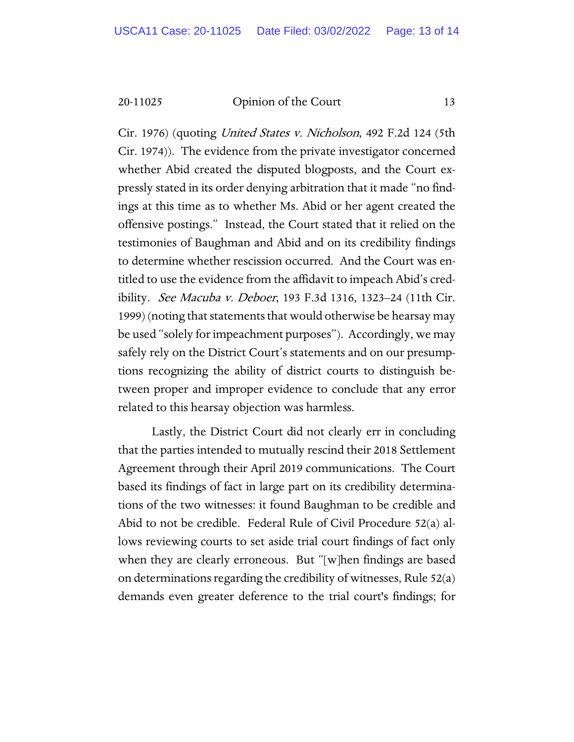Cir. 1976) (quoting *United States v. Nicholson*, 492 F.2d 124 (5th Cir. 1974)). The evidence from the private investigator concerned whether Abid created the disputed blogposts, and the Court expressly stated in its order denying arbitration that it made "no findings at this time as to whether Ms. Abid or her agent created the offensive postings." Instead, the Court stated that it relied on the testimonies of Baughman and Abid and on its credibility findings to determine whether rescission occurred. And the Court was entitled to use the evidence from the affidavit to impeach Abid's credibility. *See Macuba v. Deboer*, 193 F.3d 1316, 1323–24 (11th Cir. 1999) (noting that statements that would otherwise be hearsay may be used "solely for impeachment purposes"). Accordingly, we may safely rely on the District Court's statements and on our presumptions recognizing the ability of district courts to distinguish between proper and improper evidence to conclude that any error related to this hearsay objection was harmless.

Lastly, the District Court did not clearly err in concluding that the parties intended to mutually rescind their 2018 Settlement Agreement through their April 2019 communications. The Court based its findings of fact in large part on its credibility determinations of the two witnesses: it found Baughman to be credible and Abid to not be credible. Federal Rule of Civil Procedure 52(a) allows reviewing courts to set aside trial court findings of fact only when they are clearly erroneous. But "[w]hen findings are based on determinations regarding the credibility of witnesses, Rule 52(a) demands even greater deference to the trial court's findings; for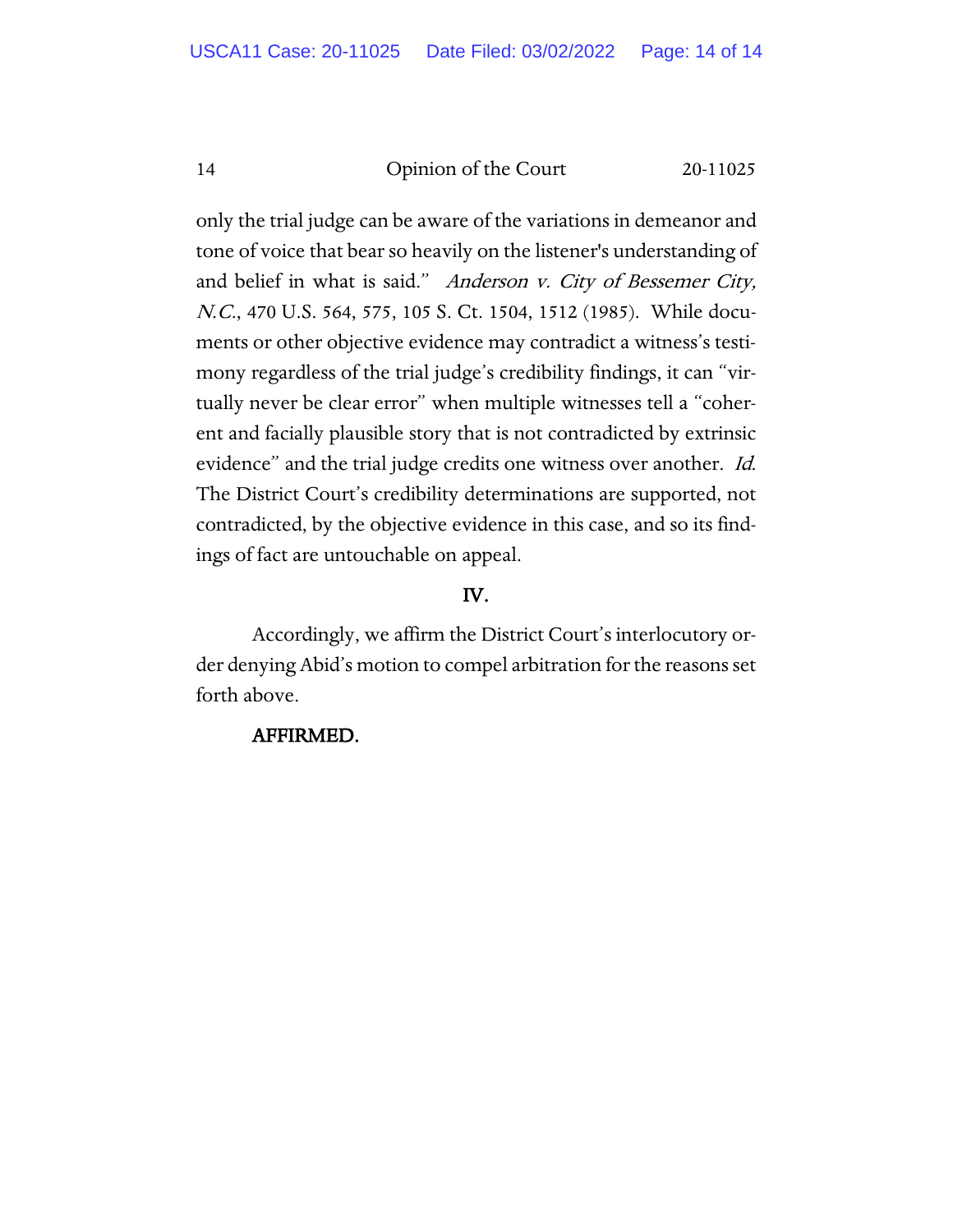only the trial judge can be aware of the variations in demeanor and tone of voice that bear so heavily on the listener's understanding of and belief in what is said." *Anderson v. City of Bessemer City, N.C.*, 470 U.S. 564, 575, 105 S. Ct. 1504, 1512 (1985). While documents or other objective evidence may contradict a witness's testimony regardless of the trial judge's credibility findings, it can "virtually never be clear error" when multiple witnesses tell a "coherent and facially plausible story that is not contradicted by extrinsic evidence" and the trial judge credits one witness over another. *Id.* The District Court's credibility determinations are supported, not contradicted, by the objective evidence in this case, and so its findings of fact are untouchable on appeal.

## IV.

Accordingly, we affirm the District Court's interlocutory order denying Abid's motion to compel arbitration for the reasons set forth above.

**AFFIRMED.**